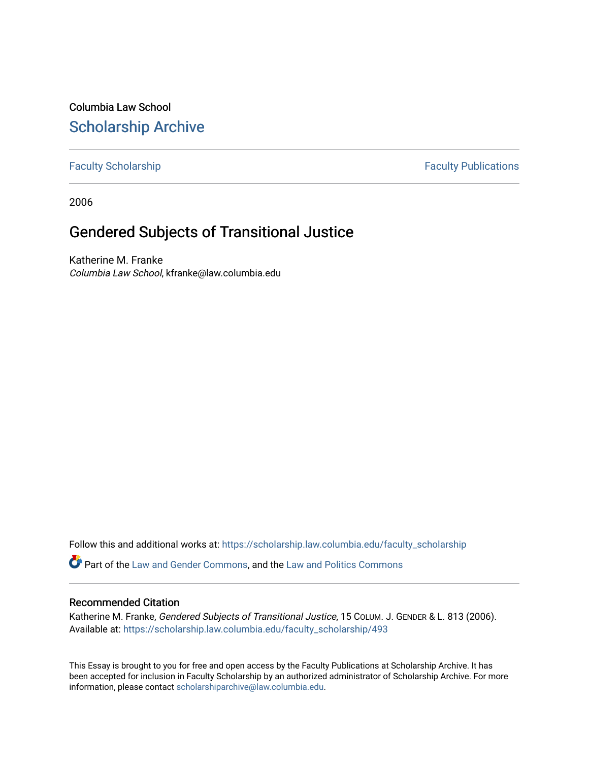Columbia Law School

# Scholarship Archive

Faculty Scholarship | Faculty Publications

2006

## Gendered Subjects of Transitional Justice

Katherine M. Franke
*Columbia Law School*, kfranke@law.columbia.edu

Follow this and additional works at: https://scholarship.law.columbia.edu/faculty_scholarship

Part of the Law and Gender Commons, and the Law and Politics Commons

### Recommended Citation

Katherine M. Franke, *Gendered Subjects of Transitional Justice*, 15 COLUM. J. GENDER & L. 813 (2006).
Available at: https://scholarship.law.columbia.edu/faculty_scholarship/493

This Essay is brought to you for free and open access by the Faculty Publications at Scholarship Archive. It has been accepted for inclusion in Faculty Scholarship by an authorized administrator of Scholarship Archive. For more information, please contact scholarshiparchive@law.columbia.edu.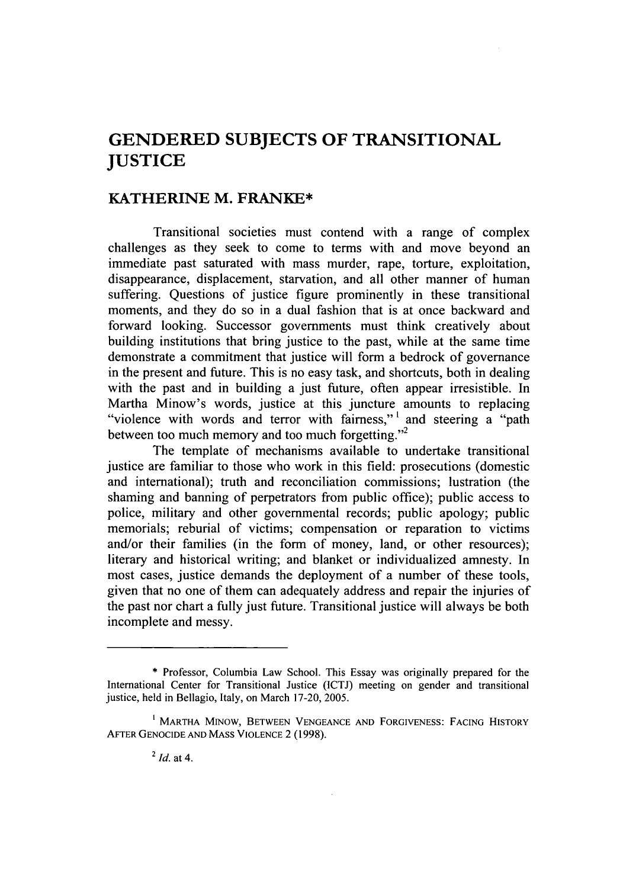# GENDERED SUBJECTS OF TRANSITIONAL JUSTICE

## KATHERINE M. FRANKE*

Transitional societies must contend with a range of complex challenges as they seek to come to terms with and move beyond an immediate past saturated with mass murder, rape, torture, exploitation, disappearance, displacement, starvation, and all other manner of human suffering. Questions of justice figure prominently in these transitional moments, and they do so in a dual fashion that is at once backward and forward looking. Successor governments must think creatively about building institutions that bring justice to the past, while at the same time demonstrate a commitment that justice will form a bedrock of governance in the present and future. This is no easy task, and shortcuts, both in dealing with the past and in building a just future, often appear irresistible. In Martha Minow's words, justice at this juncture amounts to replacing "violence with words and terror with fairness,"[1] and steering a "path between too much memory and too much forgetting."[2]

The template of mechanisms available to undertake transitional justice are familiar to those who work in this field: prosecutions (domestic and international); truth and reconciliation commissions; lustration (the shaming and banning of perpetrators from public office); public access to police, military and other governmental records; public apology; public memorials; reburial of victims; compensation or reparation to victims and/or their families (in the form of money, land, or other resources); literary and historical writing; and blanket or individualized amnesty. In most cases, justice demands the deployment of a number of these tools, given that no one of them can adequately address and repair the injuries of the past nor chart a fully just future. Transitional justice will always be both incomplete and messy.

---

\* Professor, Columbia Law School. This Essay was originally prepared for the International Center for Transitional Justice (ICTJ) meeting on gender and transitional justice, held in Bellagio, Italy, on March 17-20, 2005.

[1] MARTHA MINOW, BETWEEN VENGEANCE AND FORGIVENESS: FACING HISTORY AFTER GENOCIDE AND MASS VIOLENCE 2 (1998).

[2] *Id.* at 4.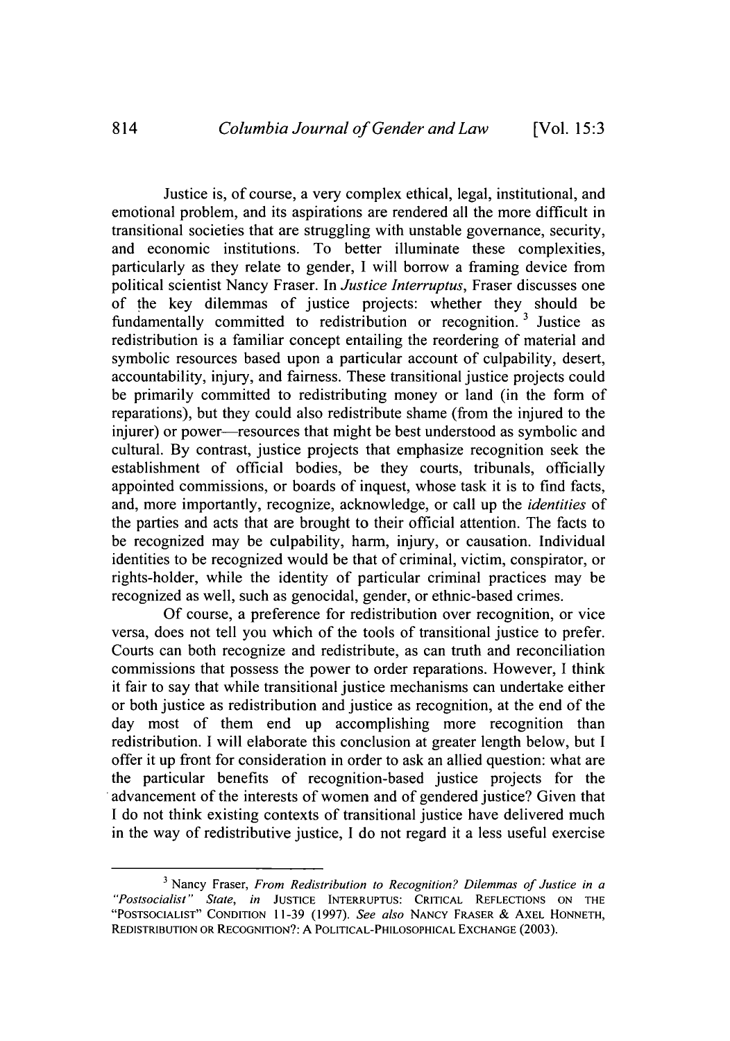Justice is, of course, a very complex ethical, legal, institutional, and emotional problem, and its aspirations are rendered all the more difficult in transitional societies that are struggling with unstable governance, security, and economic institutions. To better illuminate these complexities, particularly as they relate to gender, I will borrow a framing device from political scientist Nancy Fraser. In *Justice Interruptus*, Fraser discusses one of the key dilemmas of justice projects: whether they should be fundamentally committed to redistribution or recognition.[3] Justice as redistribution is a familiar concept entailing the reordering of material and symbolic resources based upon a particular account of culpability, desert, accountability, injury, and fairness. These transitional justice projects could be primarily committed to redistributing money or land (in the form of reparations), but they could also redistribute shame (from the injured to the injurer) or power—resources that might be best understood as symbolic and cultural. By contrast, justice projects that emphasize recognition seek the establishment of official bodies, be they courts, tribunals, officially appointed commissions, or boards of inquest, whose task it is to find facts, and, more importantly, recognize, acknowledge, or call up the *identities* of the parties and acts that are brought to their official attention. The facts to be recognized may be culpability, harm, injury, or causation. Individual identities to be recognized would be that of criminal, victim, conspirator, or rights-holder, while the identity of particular criminal practices may be recognized as well, such as genocidal, gender, or ethnic-based crimes.

Of course, a preference for redistribution over recognition, or vice versa, does not tell you which of the tools of transitional justice to prefer. Courts can both recognize and redistribute, as can truth and reconciliation commissions that possess the power to order reparations. However, I think it fair to say that while transitional justice mechanisms can undertake either or both justice as redistribution and justice as recognition, at the end of the day most of them end up accomplishing more recognition than redistribution. I will elaborate this conclusion at greater length below, but I offer it up front for consideration in order to ask an allied question: what are the particular benefits of recognition-based justice projects for the advancement of the interests of women and of gendered justice? Given that I do not think existing contexts of transitional justice have delivered much in the way of redistributive justice, I do not regard it a less useful exercise

---

[3] Nancy Fraser, *From Redistribution to Recognition? Dilemmas of Justice in a "Postsocialist" State*, *in* JUSTICE INTERRUPTUS: CRITICAL REFLECTIONS ON THE "POSTSOCIALIST" CONDITION 11-39 (1997). *See also* NANCY FRASER & AXEL HONNETH, REDISTRIBUTION OR RECOGNITION?: A POLITICAL-PHILOSOPHICAL EXCHANGE (2003).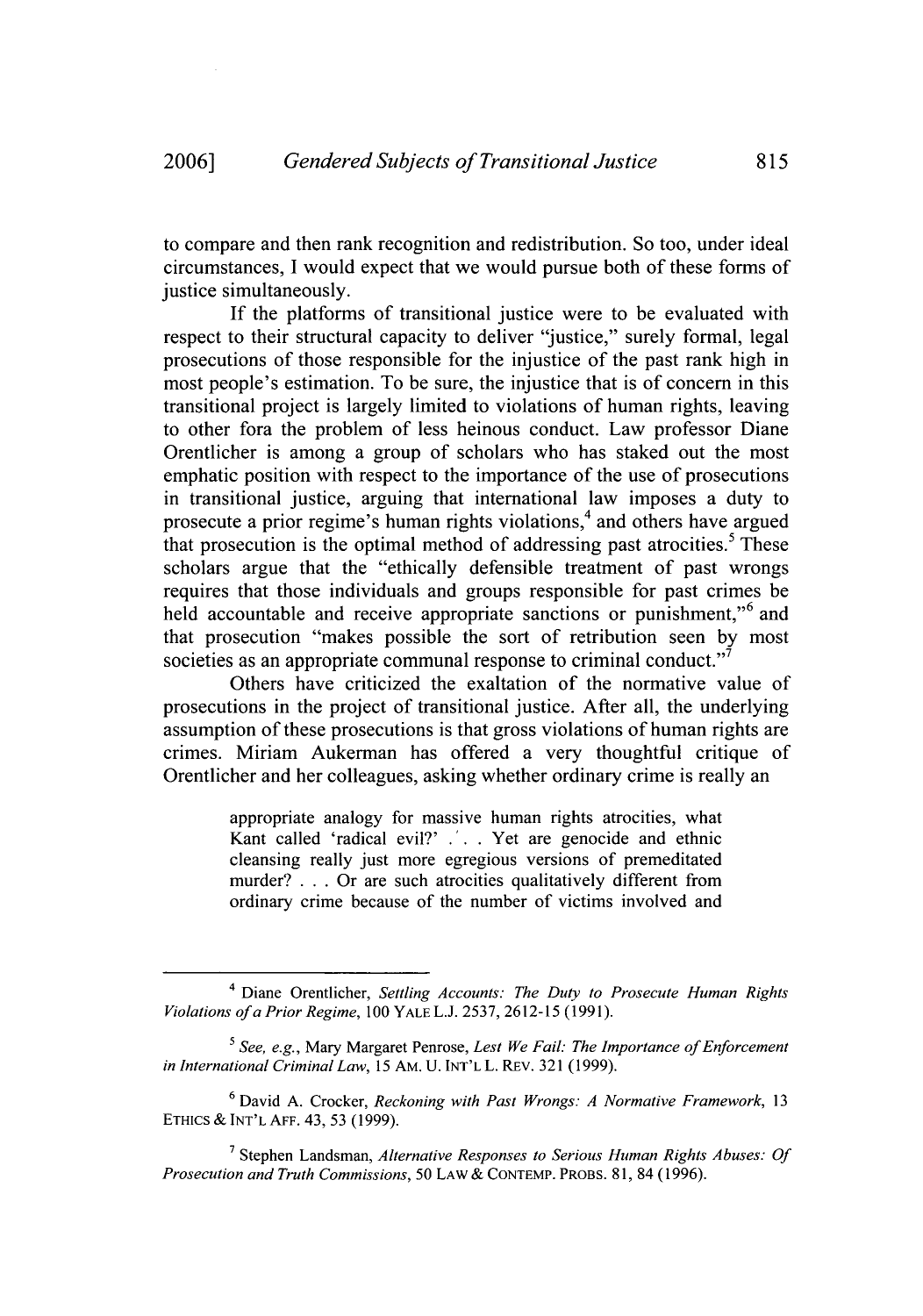to compare and then rank recognition and redistribution. So too, under ideal circumstances, I would expect that we would pursue both of these forms of justice simultaneously.

If the platforms of transitional justice were to be evaluated with respect to their structural capacity to deliver "justice," surely formal, legal prosecutions of those responsible for the injustice of the past rank high in most people's estimation. To be sure, the injustice that is of concern in this transitional project is largely limited to violations of human rights, leaving to other fora the problem of less heinous conduct. Law professor Diane Orentlicher is among a group of scholars who has staked out the most emphatic position with respect to the importance of the use of prosecutions in transitional justice, arguing that international law imposes a duty to prosecute a prior regime's human rights violations,[4] and others have argued that prosecution is the optimal method of addressing past atrocities.[5] These scholars argue that the "ethically defensible treatment of past wrongs requires that those individuals and groups responsible for past crimes be held accountable and receive appropriate sanctions or punishment,"[6] and that prosecution "makes possible the sort of retribution seen by most societies as an appropriate communal response to criminal conduct."[7]

Others have criticized the exaltation of the normative value of prosecutions in the project of transitional justice. After all, the underlying assumption of these prosecutions is that gross violations of human rights are crimes. Miriam Aukerman has offered a very thoughtful critique of Orentlicher and her colleagues, asking whether ordinary crime is really an

> appropriate analogy for massive human rights atrocities, what Kant called 'radical evil?' . . . Yet are genocide and ethnic cleansing really just more egregious versions of premeditated murder? . . . Or are such atrocities qualitatively different from ordinary crime because of the number of victims involved and

---

[4] Diane Orentlicher, *Settling Accounts: The Duty to Prosecute Human Rights Violations of a Prior Regime*, 100 YALE L.J. 2537, 2612-15 (1991).

[5] *See, e.g.*, Mary Margaret Penrose, *Lest We Fail: The Importance of Enforcement in International Criminal Law*, 15 AM. U. INT'L L. REV. 321 (1999).

[6] David A. Crocker, *Reckoning with Past Wrongs: A Normative Framework*, 13 ETHICS & INT'L AFF. 43, 53 (1999).

[7] Stephen Landsman, *Alternative Responses to Serious Human Rights Abuses: Of Prosecution and Truth Commissions*, 50 LAW & CONTEMP. PROBS. 81, 84 (1996).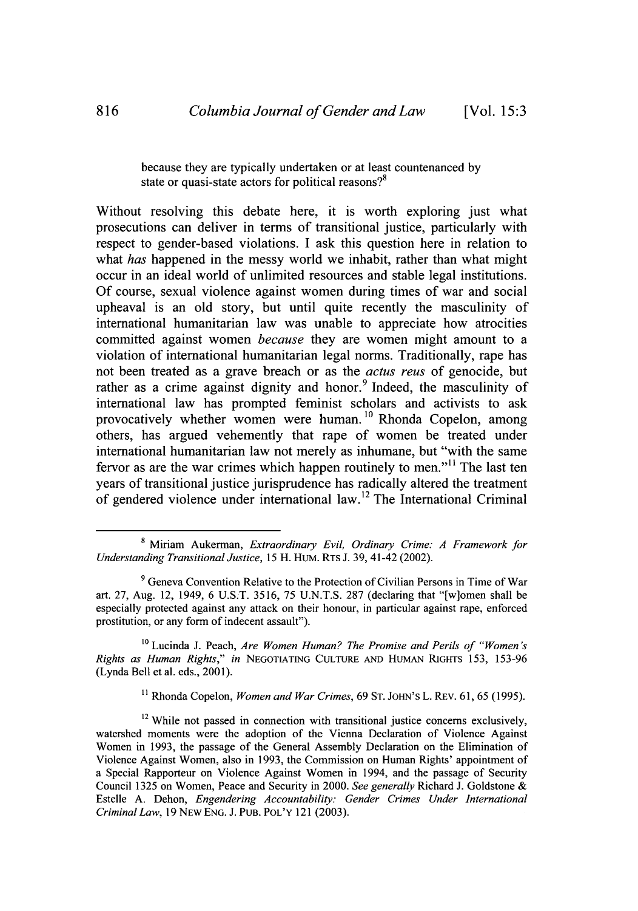> because they are typically undertaken or at least countenanced by state or quasi-state actors for political reasons?[8]

Without resolving this debate here, it is worth exploring just what prosecutions can deliver in terms of transitional justice, particularly with respect to gender-based violations. I ask this question here in relation to what *has* happened in the messy world we inhabit, rather than what might occur in an ideal world of unlimited resources and stable legal institutions. Of course, sexual violence against women during times of war and social upheaval is an old story, but until quite recently the masculinity of international humanitarian law was unable to appreciate how atrocities committed against women *because* they are women might amount to a violation of international humanitarian legal norms. Traditionally, rape has not been treated as a grave breach or as the *actus reus* of genocide, but rather as a crime against dignity and honor.[9] Indeed, the masculinity of international law has prompted feminist scholars and activists to ask provocatively whether women were human.[10] Rhonda Copelon, among others, has argued vehemently that rape of women be treated under international humanitarian law not merely as inhumane, but "with the same fervor as are the war crimes which happen routinely to men."[11] The last ten years of transitional justice jurisprudence has radically altered the treatment of gendered violence under international law.[12] The International Criminal

---

[8] Miriam Aukerman, *Extraordinary Evil, Ordinary Crime: A Framework for Understanding Transitional Justice*, 15 H. HUM. RTS J. 39, 41-42 (2002).

[9] Geneva Convention Relative to the Protection of Civilian Persons in Time of War art. 27, Aug. 12, 1949, 6 U.S.T. 3516, 75 U.N.T.S. 287 (declaring that "[w]omen shall be especially protected against any attack on their honour, in particular against rape, enforced prostitution, or any form of indecent assault").

[10] Lucinda J. Peach, *Are Women Human? The Promise and Perils of "Women's Rights as Human Rights," in* NEGOTIATING CULTURE AND HUMAN RIGHTS 153, 153-96 (Lynda Bell et al. eds., 2001).

[11] Rhonda Copelon, *Women and War Crimes*, 69 ST. JOHN'S L. REV. 61, 65 (1995).

[12] While not passed in connection with transitional justice concerns exclusively, watershed moments were the adoption of the Vienna Declaration of Violence Against Women in 1993, the passage of the General Assembly Declaration on the Elimination of Violence Against Women, also in 1993, the Commission on Human Rights' appointment of a Special Rapporteur on Violence Against Women in 1994, and the passage of Security Council 1325 on Women, Peace and Security in 2000. *See generally* Richard J. Goldstone & Estelle A. Dehon, *Engendering Accountability: Gender Crimes Under International Criminal Law*, 19 NEW ENG. J. PUB. POL'Y 121 (2003).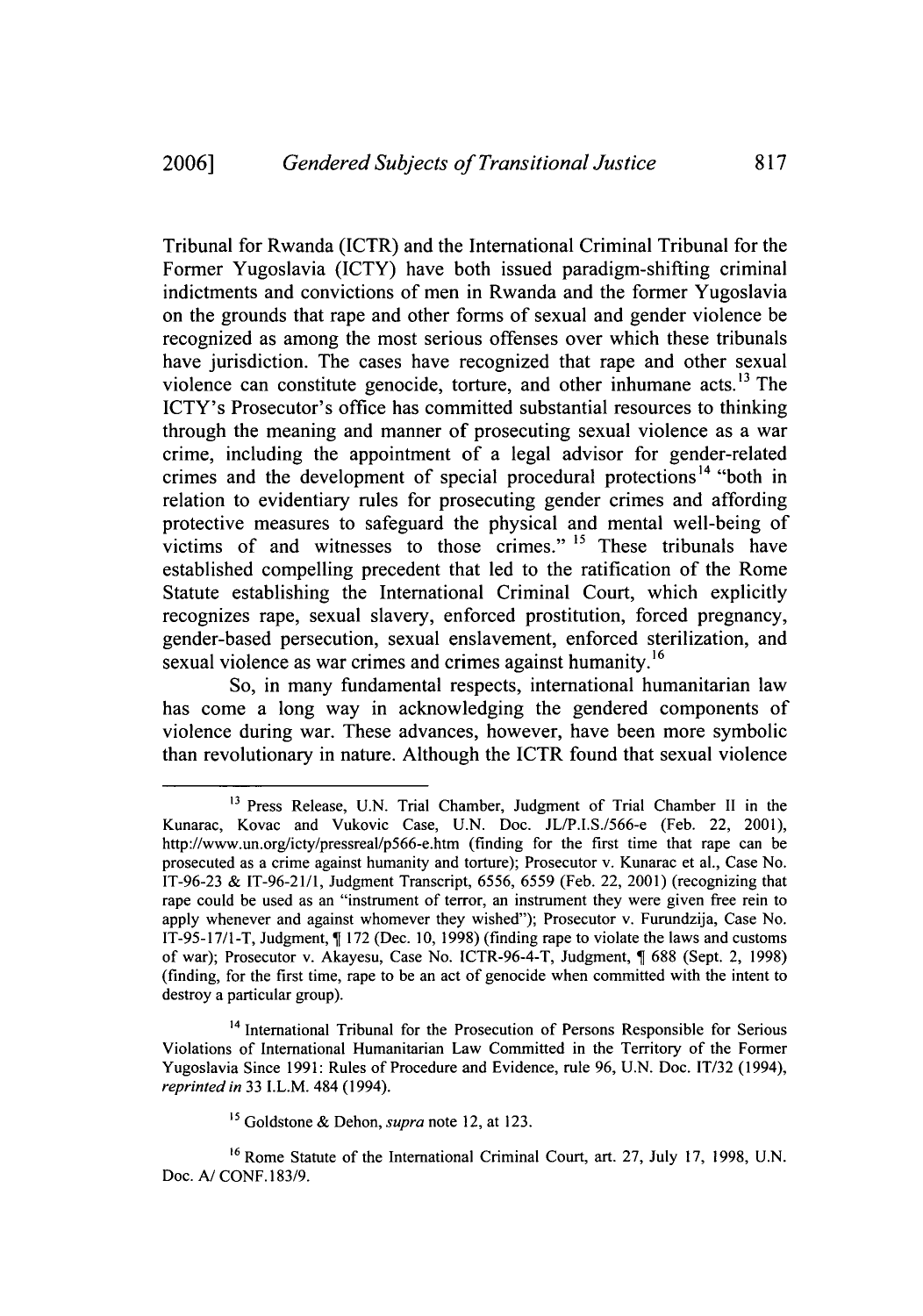Tribunal for Rwanda (ICTR) and the International Criminal Tribunal for the Former Yugoslavia (ICTY) have both issued paradigm-shifting criminal indictments and convictions of men in Rwanda and the former Yugoslavia on the grounds that rape and other forms of sexual and gender violence be recognized as among the most serious offenses over which these tribunals have jurisdiction. The cases have recognized that rape and other sexual violence can constitute genocide, torture, and other inhumane acts.[13] The ICTY's Prosecutor's office has committed substantial resources to thinking through the meaning and manner of prosecuting sexual violence as a war crime, including the appointment of a legal advisor for gender-related crimes and the development of special procedural protections[14] "both in relation to evidentiary rules for prosecuting gender crimes and affording protective measures to safeguard the physical and mental well-being of victims of and witnesses to those crimes."[15] These tribunals have established compelling precedent that led to the ratification of the Rome Statute establishing the International Criminal Court, which explicitly recognizes rape, sexual slavery, enforced prostitution, forced pregnancy, gender-based persecution, sexual enslavement, enforced sterilization, and sexual violence as war crimes and crimes against humanity.[16]

So, in many fundamental respects, international humanitarian law has come a long way in acknowledging the gendered components of violence during war. These advances, however, have been more symbolic than revolutionary in nature. Although the ICTR found that sexual violence

---

[13] Press Release, U.N. Trial Chamber, Judgment of Trial Chamber II in the Kunarac, Kovac and Vukovic Case, U.N. Doc. JL/P.I.S./566-e (Feb. 22, 2001), http://www.un.org/icty/pressreal/p566-e.htm (finding for the first time that rape can be prosecuted as a crime against humanity and torture); Prosecutor v. Kunarac et al., Case No. IT-96-23 & IT-96-21/1, Judgment Transcript, 6556, 6559 (Feb. 22, 2001) (recognizing that rape could be used as an "instrument of terror, an instrument they were given free rein to apply whenever and against whomever they wished"); Prosecutor v. Furundzija, Case No. IT-95-17/1-T, Judgment, ¶ 172 (Dec. 10, 1998) (finding rape to violate the laws and customs of war); Prosecutor v. Akayesu, Case No. ICTR-96-4-T, Judgment, ¶ 688 (Sept. 2, 1998) (finding, for the first time, rape to be an act of genocide when committed with the intent to destroy a particular group).

[14] International Tribunal for the Prosecution of Persons Responsible for Serious Violations of International Humanitarian Law Committed in the Territory of the Former Yugoslavia Since 1991: Rules of Procedure and Evidence, rule 96, U.N. Doc. IT/32 (1994), *reprinted in* 33 I.L.M. 484 (1994).

[15] Goldstone & Dehon, *supra* note 12, at 123.

[16] Rome Statute of the International Criminal Court, art. 27, July 17, 1998, U.N. Doc. A/ CONF.183/9.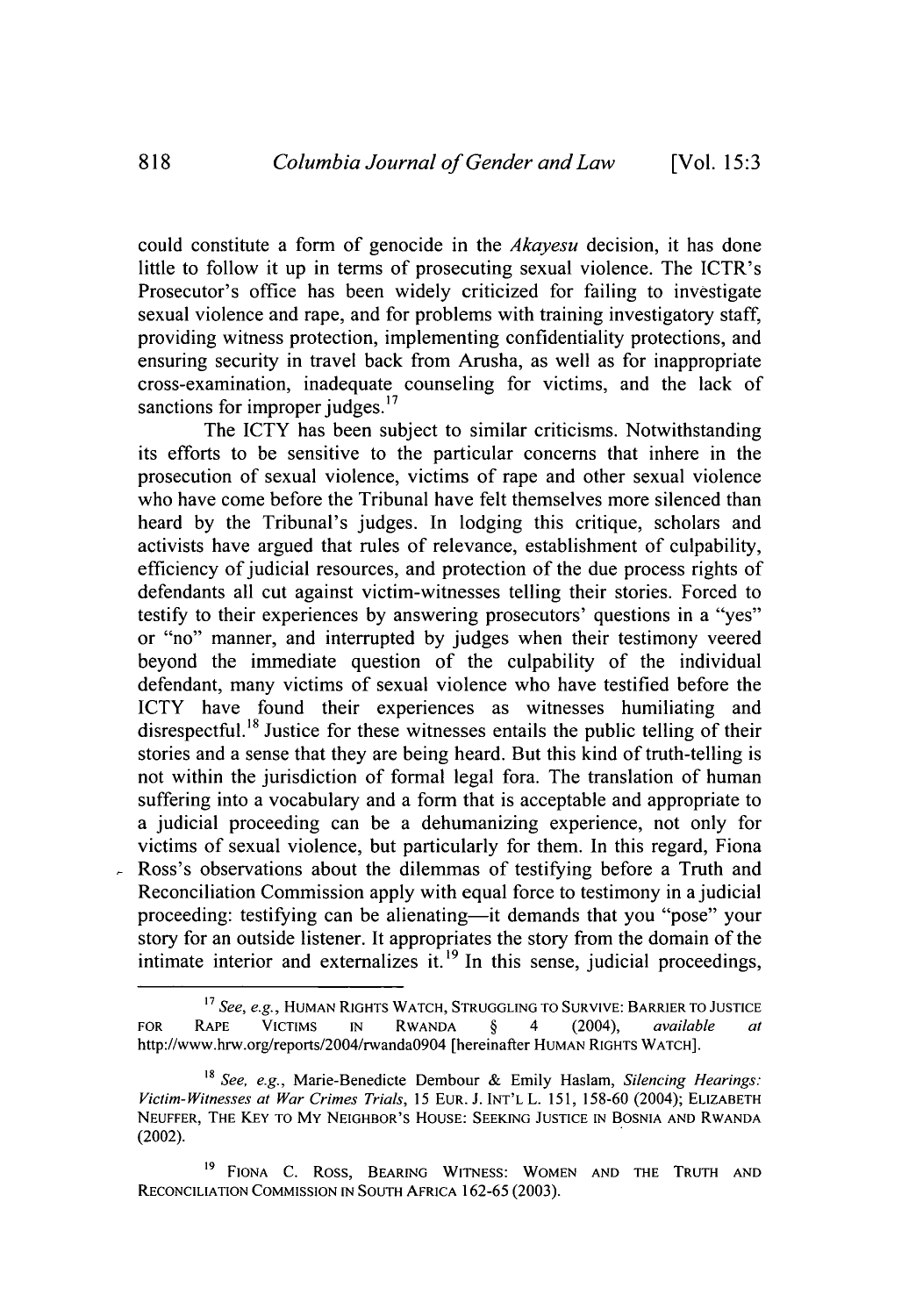could constitute a form of genocide in the *Akayesu* decision, it has done little to follow it up in terms of prosecuting sexual violence. The ICTR's Prosecutor's office has been widely criticized for failing to investigate sexual violence and rape, and for problems with training investigatory staff, providing witness protection, implementing confidentiality protections, and ensuring security in travel back from Arusha, as well as for inappropriate cross-examination, inadequate counseling for victims, and the lack of sanctions for improper judges.[17]

The ICTY has been subject to similar criticisms. Notwithstanding its efforts to be sensitive to the particular concerns that inhere in the prosecution of sexual violence, victims of rape and other sexual violence who have come before the Tribunal have felt themselves more silenced than heard by the Tribunal's judges. In lodging this critique, scholars and activists have argued that rules of relevance, establishment of culpability, efficiency of judicial resources, and protection of the due process rights of defendants all cut against victim-witnesses telling their stories. Forced to testify to their experiences by answering prosecutors' questions in a "yes" or "no" manner, and interrupted by judges when their testimony veered beyond the immediate question of the culpability of the individual defendant, many victims of sexual violence who have testified before the ICTY have found their experiences as witnesses humiliating and disrespectful.[18] Justice for these witnesses entails the public telling of their stories and a sense that they are being heard. But this kind of truth-telling is not within the jurisdiction of formal legal fora. The translation of human suffering into a vocabulary and a form that is acceptable and appropriate to a judicial proceeding can be a dehumanizing experience, not only for victims of sexual violence, but particularly for them. In this regard, Fiona Ross's observations about the dilemmas of testifying before a Truth and Reconciliation Commission apply with equal force to testimony in a judicial proceeding: testifying can be alienating—it demands that you "pose" your story for an outside listener. It appropriates the story from the domain of the intimate interior and externalizes it.[19] In this sense, judicial proceedings,

---

[17] *See, e.g.*, HUMAN RIGHTS WATCH, STRUGGLING TO SURVIVE: BARRIER TO JUSTICE FOR RAPE VICTIMS IN RWANDA § 4 (2004), *available at* http://www.hrw.org/reports/2004/rwanda0904 [hereinafter HUMAN RIGHTS WATCH].

[18] *See, e.g.*, Marie-Benedicte Dembour & Emily Haslam, *Silencing Hearings: Victim-Witnesses at War Crimes Trials*, 15 EUR. J. INT'L L. 151, 158-60 (2004); ELIZABETH NEUFFER, THE KEY TO MY NEIGHBOR'S HOUSE: SEEKING JUSTICE IN BOSNIA AND RWANDA (2002).

[19] FIONA C. ROSS, BEARING WITNESS: WOMEN AND THE TRUTH AND RECONCILIATION COMMISSION IN SOUTH AFRICA 162-65 (2003).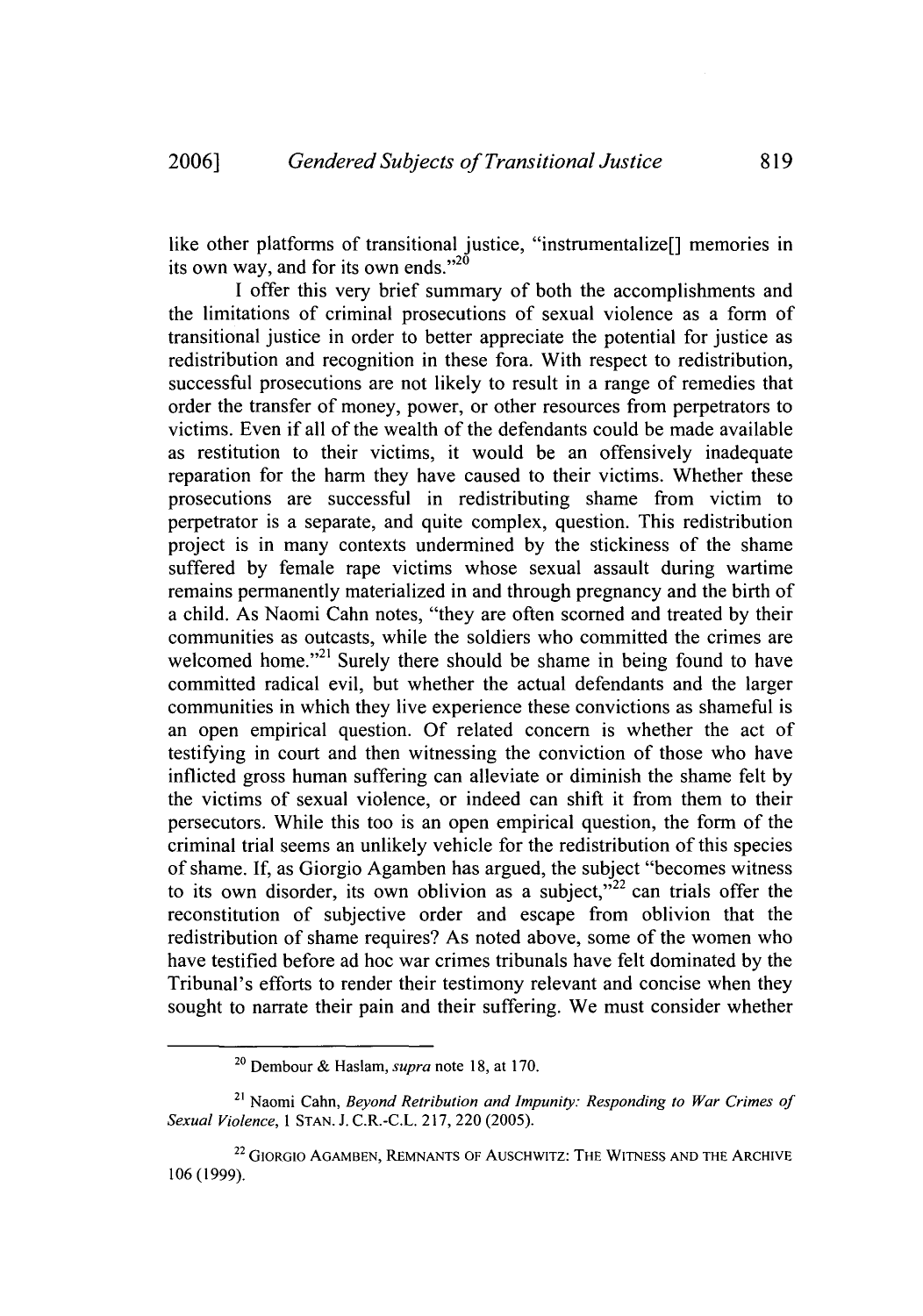like other platforms of transitional justice, "instrumentalize[] memories in its own way, and for its own ends."[20]

I offer this very brief summary of both the accomplishments and the limitations of criminal prosecutions of sexual violence as a form of transitional justice in order to better appreciate the potential for justice as redistribution and recognition in these fora. With respect to redistribution, successful prosecutions are not likely to result in a range of remedies that order the transfer of money, power, or other resources from perpetrators to victims. Even if all of the wealth of the defendants could be made available as restitution to their victims, it would be an offensively inadequate reparation for the harm they have caused to their victims. Whether these prosecutions are successful in redistributing shame from victim to perpetrator is a separate, and quite complex, question. This redistribution project is in many contexts undermined by the stickiness of the shame suffered by female rape victims whose sexual assault during wartime remains permanently materialized in and through pregnancy and the birth of a child. As Naomi Cahn notes, "they are often scorned and treated by their communities as outcasts, while the soldiers who committed the crimes are welcomed home."[21] Surely there should be shame in being found to have committed radical evil, but whether the actual defendants and the larger communities in which they live experience these convictions as shameful is an open empirical question. Of related concern is whether the act of testifying in court and then witnessing the conviction of those who have inflicted gross human suffering can alleviate or diminish the shame felt by the victims of sexual violence, or indeed can shift it from them to their persecutors. While this too is an open empirical question, the form of the criminal trial seems an unlikely vehicle for the redistribution of this species of shame. If, as Giorgio Agamben has argued, the subject "becomes witness to its own disorder, its own oblivion as a subject,"[22] can trials offer the reconstitution of subjective order and escape from oblivion that the redistribution of shame requires? As noted above, some of the women who have testified before ad hoc war crimes tribunals have felt dominated by the Tribunal's efforts to render their testimony relevant and concise when they sought to narrate their pain and their suffering. We must consider whether

---

[20] Dembour & Haslam, *supra* note 18, at 170.

[21] Naomi Cahn, *Beyond Retribution and Impunity: Responding to War Crimes of Sexual Violence*, 1 STAN. J. C.R.-C.L. 217, 220 (2005).

[22] GIORGIO AGAMBEN, REMNANTS OF AUSCHWITZ: THE WITNESS AND THE ARCHIVE 106 (1999).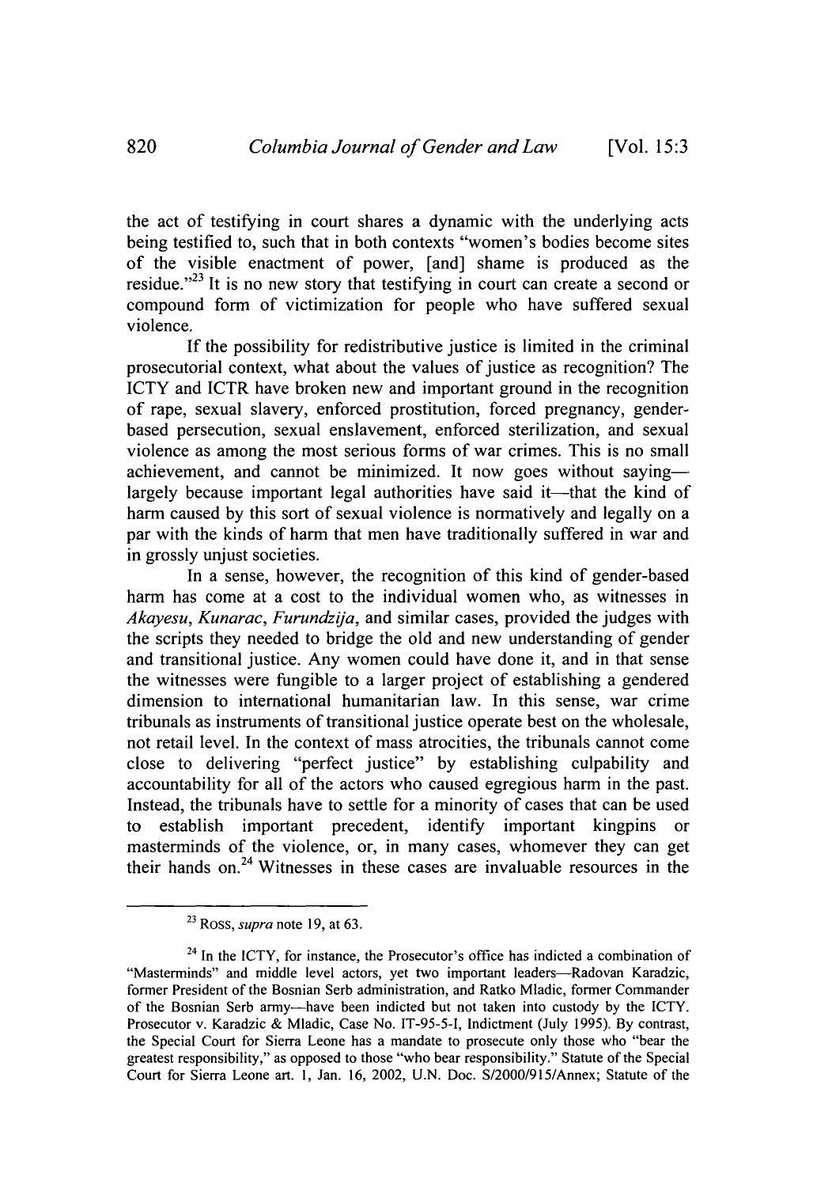the act of testifying in court shares a dynamic with the underlying acts being testified to, such that in both contexts "women's bodies become sites of the visible enactment of power, [and] shame is produced as the residue."[23] It is no new story that testifying in court can create a second or compound form of victimization for people who have suffered sexual violence.

If the possibility for redistributive justice is limited in the criminal prosecutorial context, what about the values of justice as recognition? The ICTY and ICTR have broken new and important ground in the recognition of rape, sexual slavery, enforced prostitution, forced pregnancy, gender-based persecution, sexual enslavement, enforced sterilization, and sexual violence as among the most serious forms of war crimes. This is no small achievement, and cannot be minimized. It now goes without saying—largely because important legal authorities have said it—that the kind of harm caused by this sort of sexual violence is normatively and legally on a par with the kinds of harm that men have traditionally suffered in war and in grossly unjust societies.

In a sense, however, the recognition of this kind of gender-based harm has come at a cost to the individual women who, as witnesses in *Akayesu*, *Kunarac*, *Furundzija*, and similar cases, provided the judges with the scripts they needed to bridge the old and new understanding of gender and transitional justice. Any women could have done it, and in that sense the witnesses were fungible to a larger project of establishing a gendered dimension to international humanitarian law. In this sense, war crime tribunals as instruments of transitional justice operate best on the wholesale, not retail level. In the context of mass atrocities, the tribunals cannot come close to delivering "perfect justice" by establishing culpability and accountability for all of the actors who caused egregious harm in the past. Instead, the tribunals have to settle for a minority of cases that can be used to establish important precedent, identify important kingpins or masterminds of the violence, or, in many cases, whomever they can get their hands on.[24] Witnesses in these cases are invaluable resources in the

---

[23] ROSS, *supra* note 19, at 63.

[24] In the ICTY, for instance, the Prosecutor's office has indicted a combination of "Masterminds" and middle level actors, yet two important leaders—Radovan Karadzic, former President of the Bosnian Serb administration, and Ratko Mladic, former Commander of the Bosnian Serb army—have been indicted but not taken into custody by the ICTY. Prosecutor v. Karadzic & Mladic, Case No. IT-95-5-I, Indictment (July 1995). By contrast, the Special Court for Sierra Leone has a mandate to prosecute only those who "bear the greatest responsibility," as opposed to those "who bear responsibility." Statute of the Special Court for Sierra Leone art. 1, Jan. 16, 2002, U.N. Doc. S/2000/915/Annex; Statute of the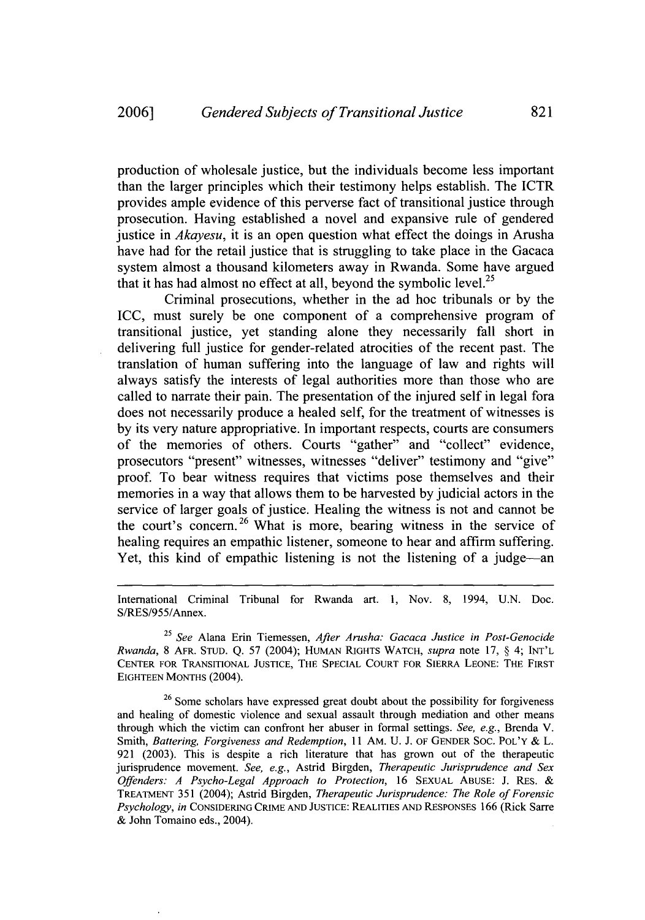production of wholesale justice, but the individuals become less important than the larger principles which their testimony helps establish. The ICTR provides ample evidence of this perverse fact of transitional justice through prosecution. Having established a novel and expansive rule of gendered justice in *Akayesu*, it is an open question what effect the doings in Arusha have had for the retail justice that is struggling to take place in the Gacaca system almost a thousand kilometers away in Rwanda. Some have argued that it has had almost no effect at all, beyond the symbolic level.[25]

Criminal prosecutions, whether in the ad hoc tribunals or by the ICC, must surely be one component of a comprehensive program of transitional justice, yet standing alone they necessarily fall short in delivering full justice for gender-related atrocities of the recent past. The translation of human suffering into the language of law and rights will always satisfy the interests of legal authorities more than those who are called to narrate their pain. The presentation of the injured self in legal fora does not necessarily produce a healed self, for the treatment of witnesses is by its very nature appropriative. In important respects, courts are consumers of the memories of others. Courts "gather" and "collect" evidence, prosecutors "present" witnesses, witnesses "deliver" testimony and "give" proof. To bear witness requires that victims pose themselves and their memories in a way that allows them to be harvested by judicial actors in the service of larger goals of justice. Healing the witness is not and cannot be the court's concern.[26] What is more, bearing witness in the service of healing requires an empathic listener, someone to hear and affirm suffering. Yet, this kind of empathic listening is not the listening of a judge—an

---

International Criminal Tribunal for Rwanda art. 1, Nov. 8, 1994, U.N. Doc. S/RES/955/Annex.

[25] *See* Alana Erin Tiemessen, *After Arusha: Gacaca Justice in Post-Genocide Rwanda*, 8 AFR. STUD. Q. 57 (2004); HUMAN RIGHTS WATCH, *supra* note 17, § 4; INT'L CENTER FOR TRANSITIONAL JUSTICE, THE SPECIAL COURT FOR SIERRA LEONE: THE FIRST EIGHTEEN MONTHS (2004).

[26] Some scholars have expressed great doubt about the possibility for forgiveness and healing of domestic violence and sexual assault through mediation and other means through which the victim can confront her abuser in formal settings. *See, e.g.*, Brenda V. Smith, *Battering, Forgiveness and Redemption*, 11 AM. U. J. OF GENDER SOC. POL'Y & L. 921 (2003). This is despite a rich literature that has grown out of the therapeutic jurisprudence movement. *See, e.g.*, Astrid Birgden, *Therapeutic Jurisprudence and Sex Offenders: A Psycho-Legal Approach to Protection*, 16 SEXUAL ABUSE: J. RES. & TREATMENT 351 (2004); Astrid Birgden, *Therapeutic Jurisprudence: The Role of Forensic Psychology*, *in* CONSIDERING CRIME AND JUSTICE: REALITIES AND RESPONSES 166 (Rick Sarre & John Tomaino eds., 2004).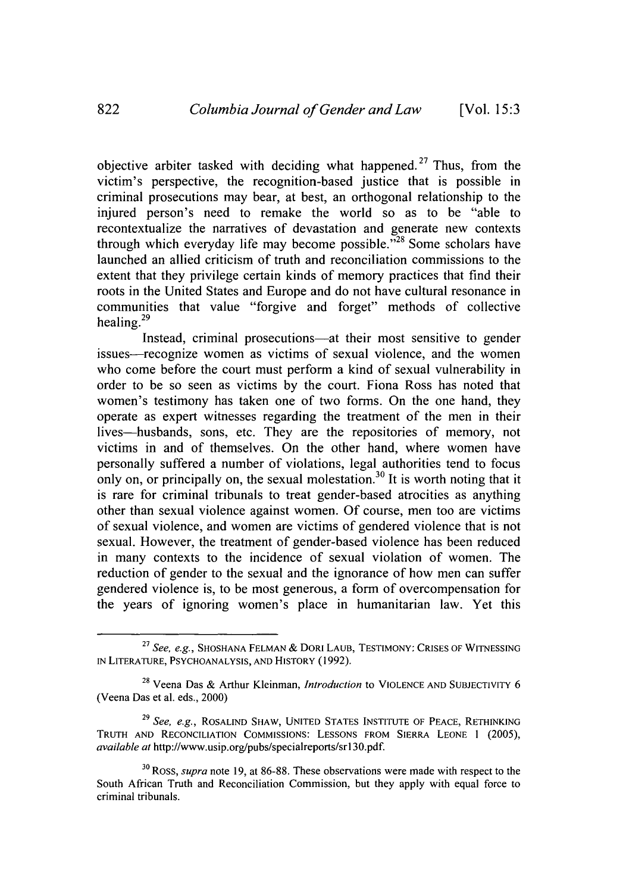objective arbiter tasked with deciding what happened.[27] Thus, from the victim's perspective, the recognition-based justice that is possible in criminal prosecutions may bear, at best, an orthogonal relationship to the injured person's need to remake the world so as to be "able to recontextualize the narratives of devastation and generate new contexts through which everyday life may become possible."[28] Some scholars have launched an allied criticism of truth and reconciliation commissions to the extent that they privilege certain kinds of memory practices that find their roots in the United States and Europe and do not have cultural resonance in communities that value "forgive and forget" methods of collective healing.[29]

Instead, criminal prosecutions—at their most sensitive to gender issues—recognize women as victims of sexual violence, and the women who come before the court must perform a kind of sexual vulnerability in order to be so seen as victims by the court. Fiona Ross has noted that women's testimony has taken one of two forms. On the one hand, they operate as expert witnesses regarding the treatment of the men in their lives—husbands, sons, etc. They are the repositories of memory, not victims in and of themselves. On the other hand, where women have personally suffered a number of violations, legal authorities tend to focus only on, or principally on, the sexual molestation.[30] It is worth noting that it is rare for criminal tribunals to treat gender-based atrocities as anything other than sexual violence against women. Of course, men too are victims of sexual violence, and women are victims of gendered violence that is not sexual. However, the treatment of gender-based violence has been reduced in many contexts to the incidence of sexual violation of women. The reduction of gender to the sexual and the ignorance of how men can suffer gendered violence is, to be most generous, a form of overcompensation for the years of ignoring women's place in humanitarian law. Yet this

---

[27] *See, e.g.*, SHOSHANA FELMAN & DORI LAUB, TESTIMONY: CRISES OF WITNESSING IN LITERATURE, PSYCHOANALYSIS, AND HISTORY (1992).

[28] Veena Das & Arthur Kleinman, *Introduction* to VIOLENCE AND SUBJECTIVITY 6 (Veena Das et al. eds., 2000)

[29] *See, e.g.*, ROSALIND SHAW, UNITED STATES INSTITUTE OF PEACE, RETHINKING TRUTH AND RECONCILIATION COMMISSIONS: LESSONS FROM SIERRA LEONE 1 (2005), *available at* http://www.usip.org/pubs/specialreports/sr130.pdf.

[30] ROSS, *supra* note 19, at 86-88. These observations were made with respect to the South African Truth and Reconciliation Commission, but they apply with equal force to criminal tribunals.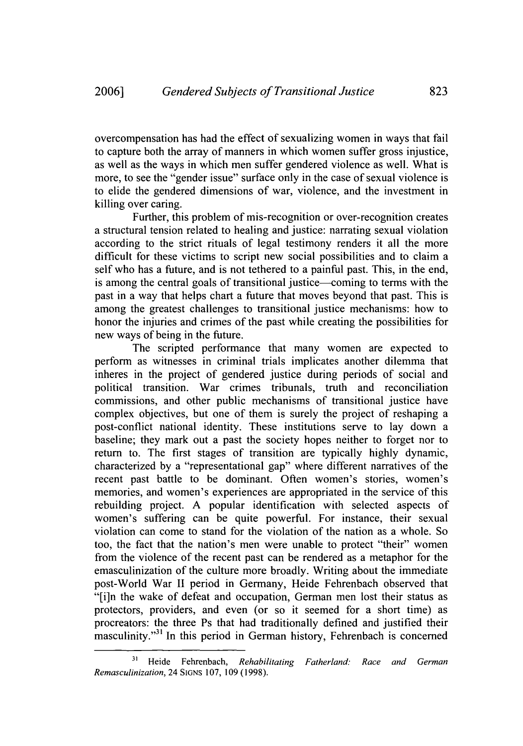overcompensation has had the effect of sexualizing women in ways that fail to capture both the array of manners in which women suffer gross injustice, as well as the ways in which men suffer gendered violence as well. What is more, to see the "gender issue" surface only in the case of sexual violence is to elide the gendered dimensions of war, violence, and the investment in killing over caring.

Further, this problem of mis-recognition or over-recognition creates a structural tension related to healing and justice: narrating sexual violation according to the strict rituals of legal testimony renders it all the more difficult for these victims to script new social possibilities and to claim a self who has a future, and is not tethered to a painful past. This, in the end, is among the central goals of transitional justice—coming to terms with the past in a way that helps chart a future that moves beyond that past. This is among the greatest challenges to transitional justice mechanisms: how to honor the injuries and crimes of the past while creating the possibilities for new ways of being in the future.

The scripted performance that many women are expected to perform as witnesses in criminal trials implicates another dilemma that inheres in the project of gendered justice during periods of social and political transition. War crimes tribunals, truth and reconciliation commissions, and other public mechanisms of transitional justice have complex objectives, but one of them is surely the project of reshaping a post-conflict national identity. These institutions serve to lay down a baseline; they mark out a past the society hopes neither to forget nor to return to. The first stages of transition are typically highly dynamic, characterized by a "representational gap" where different narratives of the recent past battle to be dominant. Often women's stories, women's memories, and women's experiences are appropriated in the service of this rebuilding project. A popular identification with selected aspects of women's suffering can be quite powerful. For instance, their sexual violation can come to stand for the violation of the nation as a whole. So too, the fact that the nation's men were unable to protect "their" women from the violence of the recent past can be rendered as a metaphor for the emasculinization of the culture more broadly. Writing about the immediate post-World War II period in Germany, Heide Fehrenbach observed that "[i]n the wake of defeat and occupation, German men lost their status as protectors, providers, and even (or so it seemed for a short time) as procreators: the three Ps that had traditionally defined and justified their masculinity."[31] In this period in German history, Fehrenbach is concerned

---

[31] Heide Fehrenbach, *Rehabilitating Fatherland: Race and German Remasculinization*, 24 SIGNS 107, 109 (1998).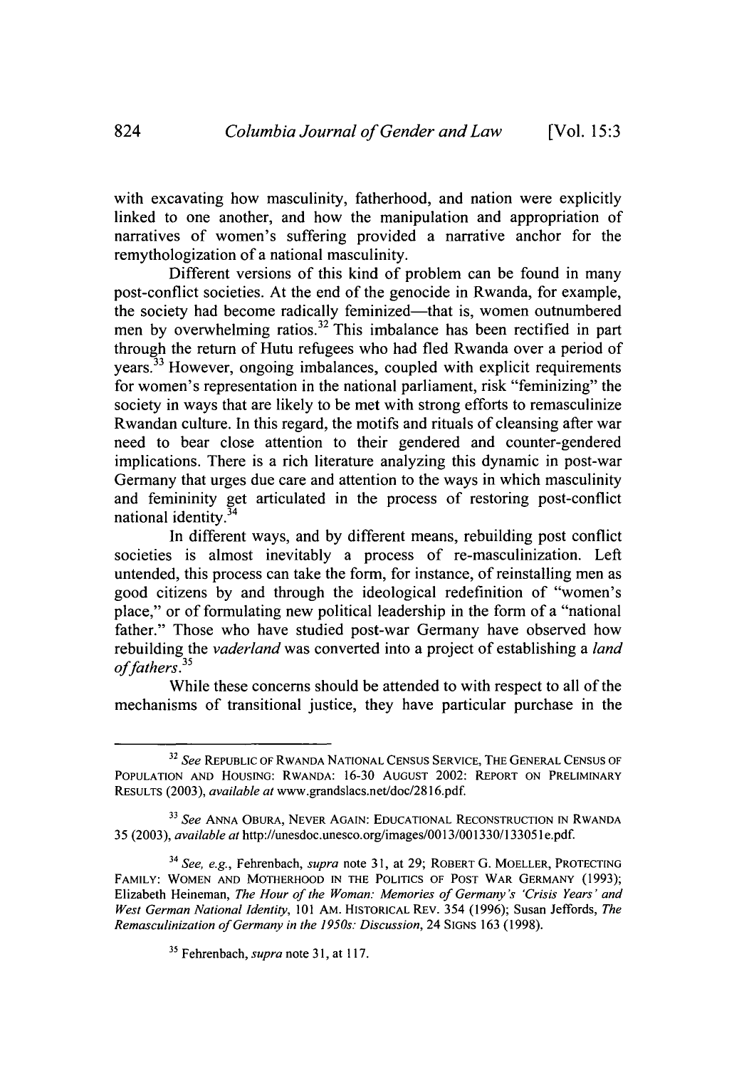with excavating how masculinity, fatherhood, and nation were explicitly linked to one another, and how the manipulation and appropriation of narratives of women's suffering provided a narrative anchor for the remythologization of a national masculinity.

Different versions of this kind of problem can be found in many post-conflict societies. At the end of the genocide in Rwanda, for example, the society had become radically feminized—that is, women outnumbered men by overwhelming ratios.[32] This imbalance has been rectified in part through the return of Hutu refugees who had fled Rwanda over a period of years.[33] However, ongoing imbalances, coupled with explicit requirements for women's representation in the national parliament, risk "feminizing" the society in ways that are likely to be met with strong efforts to remasculinize Rwandan culture. In this regard, the motifs and rituals of cleansing after war need to bear close attention to their gendered and counter-gendered implications. There is a rich literature analyzing this dynamic in post-war Germany that urges due care and attention to the ways in which masculinity and femininity get articulated in the process of restoring post-conflict national identity.[34]

In different ways, and by different means, rebuilding post conflict societies is almost inevitably a process of re-masculinization. Left untended, this process can take the form, for instance, of reinstalling men as good citizens by and through the ideological redefinition of "women's place," or of formulating new political leadership in the form of a "national father." Those who have studied post-war Germany have observed how rebuilding the *vaderland* was converted into a project of establishing a *land of fathers*.[35]

While these concerns should be attended to with respect to all of the mechanisms of transitional justice, they have particular purchase in the

---

[32] *See* REPUBLIC OF RWANDA NATIONAL CENSUS SERVICE, THE GENERAL CENSUS OF POPULATION AND HOUSING: RWANDA: 16-30 AUGUST 2002: REPORT ON PRELIMINARY RESULTS (2003), *available at* www.grandslacs.net/doc/2816.pdf.

[33] *See* ANNA OBURA, NEVER AGAIN: EDUCATIONAL RECONSTRUCTION IN RWANDA 35 (2003), *available at* http://unesdoc.unesco.org/images/0013/001330/133051e.pdf.

[34] *See, e.g.*, Fehrenbach, *supra* note 31, at 29; ROBERT G. MOELLER, PROTECTING FAMILY: WOMEN AND MOTHERHOOD IN THE POLITICS OF POST WAR GERMANY (1993); Elizabeth Heineman, *The Hour of the Woman: Memories of Germany's 'Crisis Years' and West German National Identity*, 101 AM. HISTORICAL REV. 354 (1996); Susan Jeffords, *The Remasculinization of Germany in the 1950s: Discussion*, 24 SIGNS 163 (1998).

[35] Fehrenbach, *supra* note 31, at 117.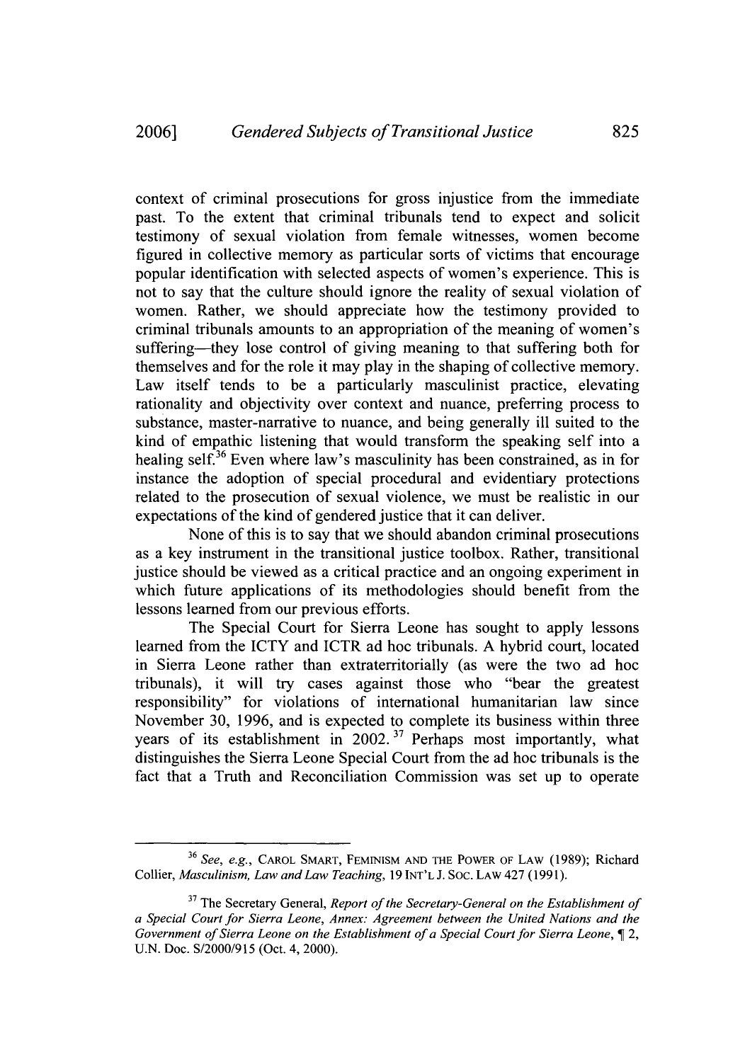context of criminal prosecutions for gross injustice from the immediate past. To the extent that criminal tribunals tend to expect and solicit testimony of sexual violation from female witnesses, women become figured in collective memory as particular sorts of victims that encourage popular identification with selected aspects of women's experience. This is not to say that the culture should ignore the reality of sexual violation of women. Rather, we should appreciate how the testimony provided to criminal tribunals amounts to an appropriation of the meaning of women's suffering—they lose control of giving meaning to that suffering both for themselves and for the role it may play in the shaping of collective memory. Law itself tends to be a particularly masculinist practice, elevating rationality and objectivity over context and nuance, preferring process to substance, master-narrative to nuance, and being generally ill suited to the kind of empathic listening that would transform the speaking self into a healing self.[36] Even where law's masculinity has been constrained, as in for instance the adoption of special procedural and evidentiary protections related to the prosecution of sexual violence, we must be realistic in our expectations of the kind of gendered justice that it can deliver.

None of this is to say that we should abandon criminal prosecutions as a key instrument in the transitional justice toolbox. Rather, transitional justice should be viewed as a critical practice and an ongoing experiment in which future applications of its methodologies should benefit from the lessons learned from our previous efforts.

The Special Court for Sierra Leone has sought to apply lessons learned from the ICTY and ICTR ad hoc tribunals. A hybrid court, located in Sierra Leone rather than extraterritorially (as were the two ad hoc tribunals), it will try cases against those who "bear the greatest responsibility" for violations of international humanitarian law since November 30, 1996, and is expected to complete its business within three years of its establishment in 2002.[37] Perhaps most importantly, what distinguishes the Sierra Leone Special Court from the ad hoc tribunals is the fact that a Truth and Reconciliation Commission was set up to operate

---

[36] *See, e.g.*, CAROL SMART, FEMINISM AND THE POWER OF LAW (1989); Richard Collier, *Masculinism, Law and Law Teaching*, 19 INT'L J. SOC. LAW 427 (1991).

[37] The Secretary General, *Report of the Secretary-General on the Establishment of a Special Court for Sierra Leone, Annex: Agreement between the United Nations and the Government of Sierra Leone on the Establishment of a Special Court for Sierra Leone*, ¶ 2, U.N. Doc. S/2000/915 (Oct. 4, 2000).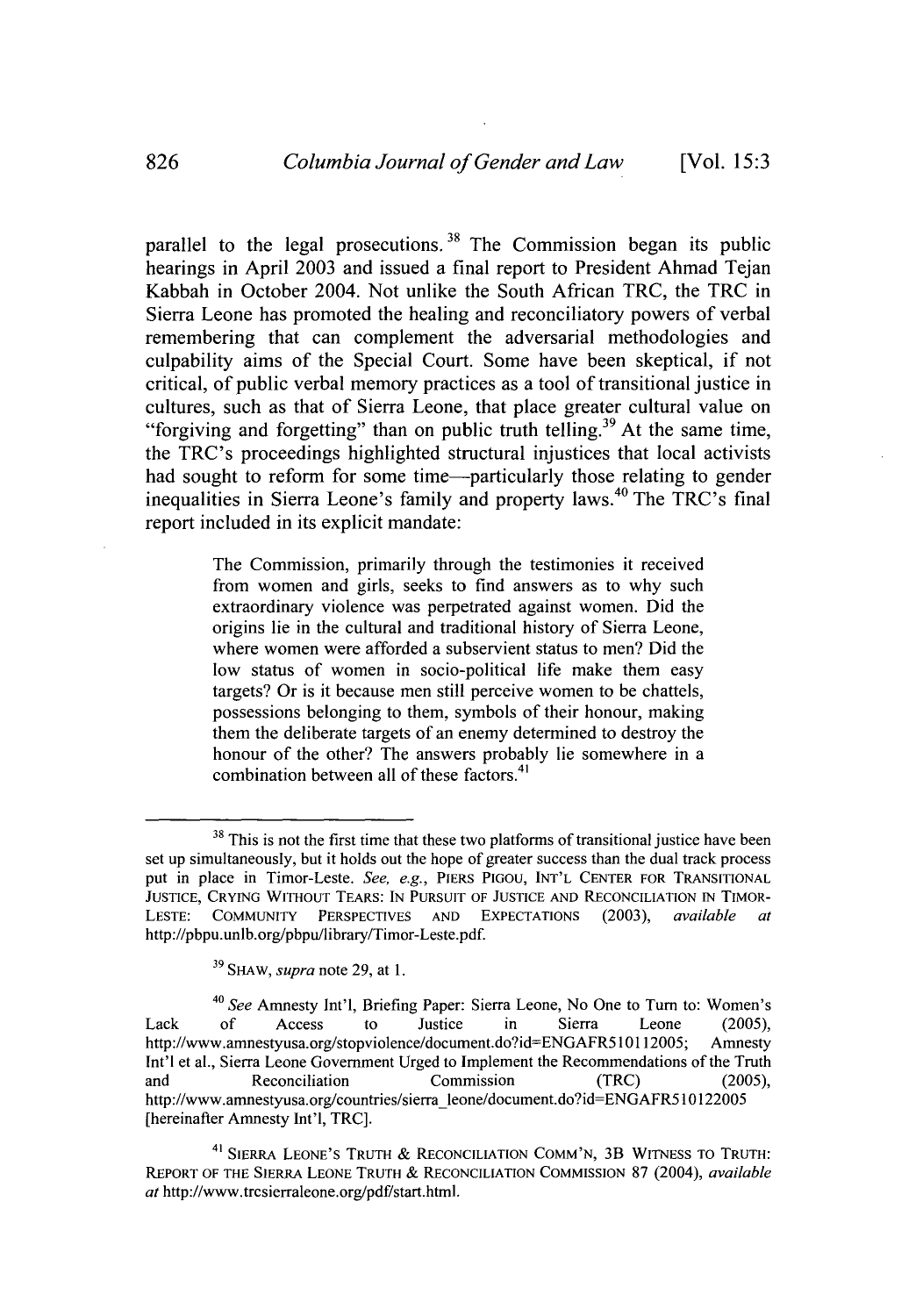parallel to the legal prosecutions.[38] The Commission began its public hearings in April 2003 and issued a final report to President Ahmad Tejan Kabbah in October 2004. Not unlike the South African TRC, the TRC in Sierra Leone has promoted the healing and reconciliatory powers of verbal remembering that can complement the adversarial methodologies and culpability aims of the Special Court. Some have been skeptical, if not critical, of public verbal memory practices as a tool of transitional justice in cultures, such as that of Sierra Leone, that place greater cultural value on "forgiving and forgetting" than on public truth telling.[39] At the same time, the TRC's proceedings highlighted structural injustices that local activists had sought to reform for some time—particularly those relating to gender inequalities in Sierra Leone's family and property laws.[40] The TRC's final report included in its explicit mandate:

> The Commission, primarily through the testimonies it received from women and girls, seeks to find answers as to why such extraordinary violence was perpetrated against women. Did the origins lie in the cultural and traditional history of Sierra Leone, where women were afforded a subservient status to men? Did the low status of women in socio-political life make them easy targets? Or is it because men still perceive women to be chattels, possessions belonging to them, symbols of their honour, making them the deliberate targets of an enemy determined to destroy the honour of the other? The answers probably lie somewhere in a combination between all of these factors.[41]

---

[38] This is not the first time that these two platforms of transitional justice have been set up simultaneously, but it holds out the hope of greater success than the dual track process put in place in Timor-Leste. *See, e.g.*, PIERS PIGOU, INT'L CENTER FOR TRANSITIONAL JUSTICE, CRYING WITHOUT TEARS: IN PURSUIT OF JUSTICE AND RECONCILIATION IN TIMOR-LESTE: COMMUNITY PERSPECTIVES AND EXPECTATIONS (2003), *available at* http://pbpu.unlb.org/pbpu/library/Timor-Leste.pdf.

[39] SHAW, *supra* note 29, at 1.

[40] *See* Amnesty Int'l, Briefing Paper: Sierra Leone, No One to Turn to: Women's Lack of Access to Justice in Sierra Leone (2005), http://www.amnestyusa.org/stopviolence/document.do?id=ENGAFR510112005; Amnesty Int'l et al., Sierra Leone Government Urged to Implement the Recommendations of the Truth and Reconciliation Commission (TRC) (2005), http://www.amnestyusa.org/countries/sierra_leone/document.do?id=ENGAFR510122005 [hereinafter Amnesty Int'l, TRC].

[41] SIERRA LEONE'S TRUTH & RECONCILIATION COMM'N, 3B WITNESS TO TRUTH: REPORT OF THE SIERRA LEONE TRUTH & RECONCILIATION COMMISSION 87 (2004), *available at* http://www.trcsierraleone.org/pdf/start.html.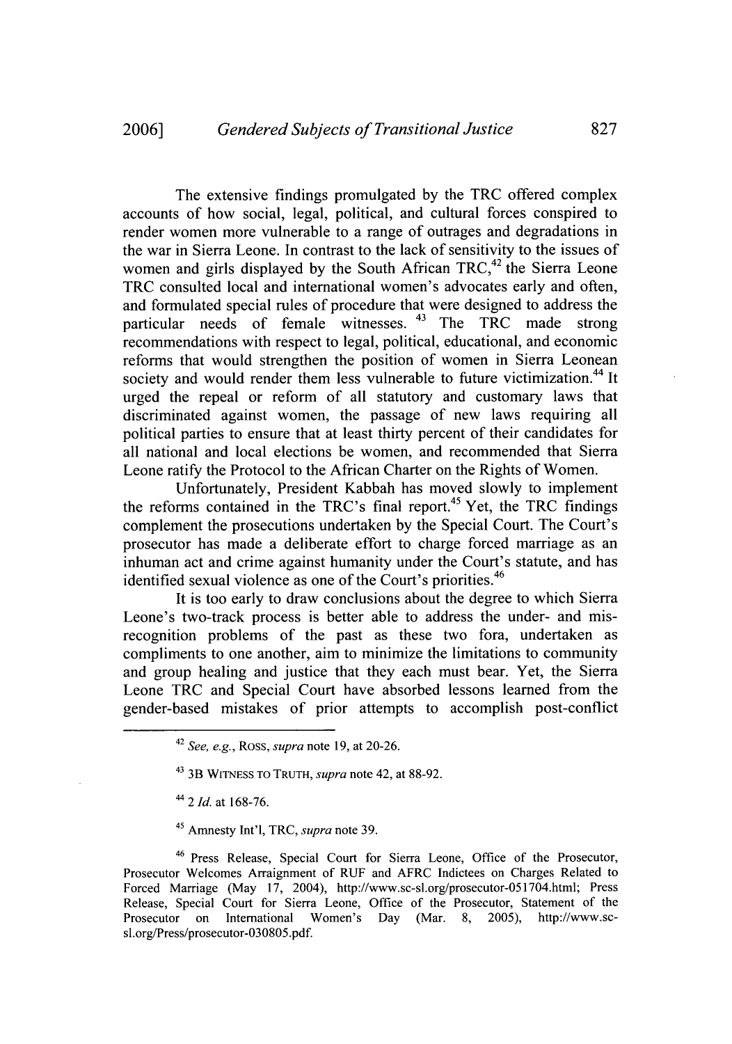The extensive findings promulgated by the TRC offered complex accounts of how social, legal, political, and cultural forces conspired to render women more vulnerable to a range of outrages and degradations in the war in Sierra Leone. In contrast to the lack of sensitivity to the issues of women and girls displayed by the South African TRC,[42] the Sierra Leone TRC consulted local and international women's advocates early and often, and formulated special rules of procedure that were designed to address the particular needs of female witnesses.[43] The TRC made strong recommendations with respect to legal, political, educational, and economic reforms that would strengthen the position of women in Sierra Leonean society and would render them less vulnerable to future victimization.[44] It urged the repeal or reform of all statutory and customary laws that discriminated against women, the passage of new laws requiring all political parties to ensure that at least thirty percent of their candidates for all national and local elections be women, and recommended that Sierra Leone ratify the Protocol to the African Charter on the Rights of Women.

Unfortunately, President Kabbah has moved slowly to implement the reforms contained in the TRC's final report.[45] Yet, the TRC findings complement the prosecutions undertaken by the Special Court. The Court's prosecutor has made a deliberate effort to charge forced marriage as an inhuman act and crime against humanity under the Court's statute, and has identified sexual violence as one of the Court's priorities.[46]

It is too early to draw conclusions about the degree to which Sierra Leone's two-track process is better able to address the under- and mis-recognition problems of the past as these two fora, undertaken as compliments to one another, aim to minimize the limitations to community and group healing and justice that they each must bear. Yet, the Sierra Leone TRC and Special Court have absorbed lessons learned from the gender-based mistakes of prior attempts to accomplish post-conflict

---

[42] *See, e.g.*, ROSS, *supra* note 19, at 20-26.

[43] 3B WITNESS TO TRUTH, *supra* note 42, at 88-92.

[44] 2 *Id.* at 168-76.

[45] Amnesty Int'l, TRC, *supra* note 39.

[46] Press Release, Special Court for Sierra Leone, Office of the Prosecutor, Prosecutor Welcomes Arraignment of RUF and AFRC Indictees on Charges Related to Forced Marriage (May 17, 2004), http://www.sc-sl.org/prosecutor-051704.html; Press Release, Special Court for Sierra Leone, Office of the Prosecutor, Statement of the Prosecutor on International Women's Day (Mar. 8, 2005), http://www.sc-sl.org/Press/prosecutor-030805.pdf.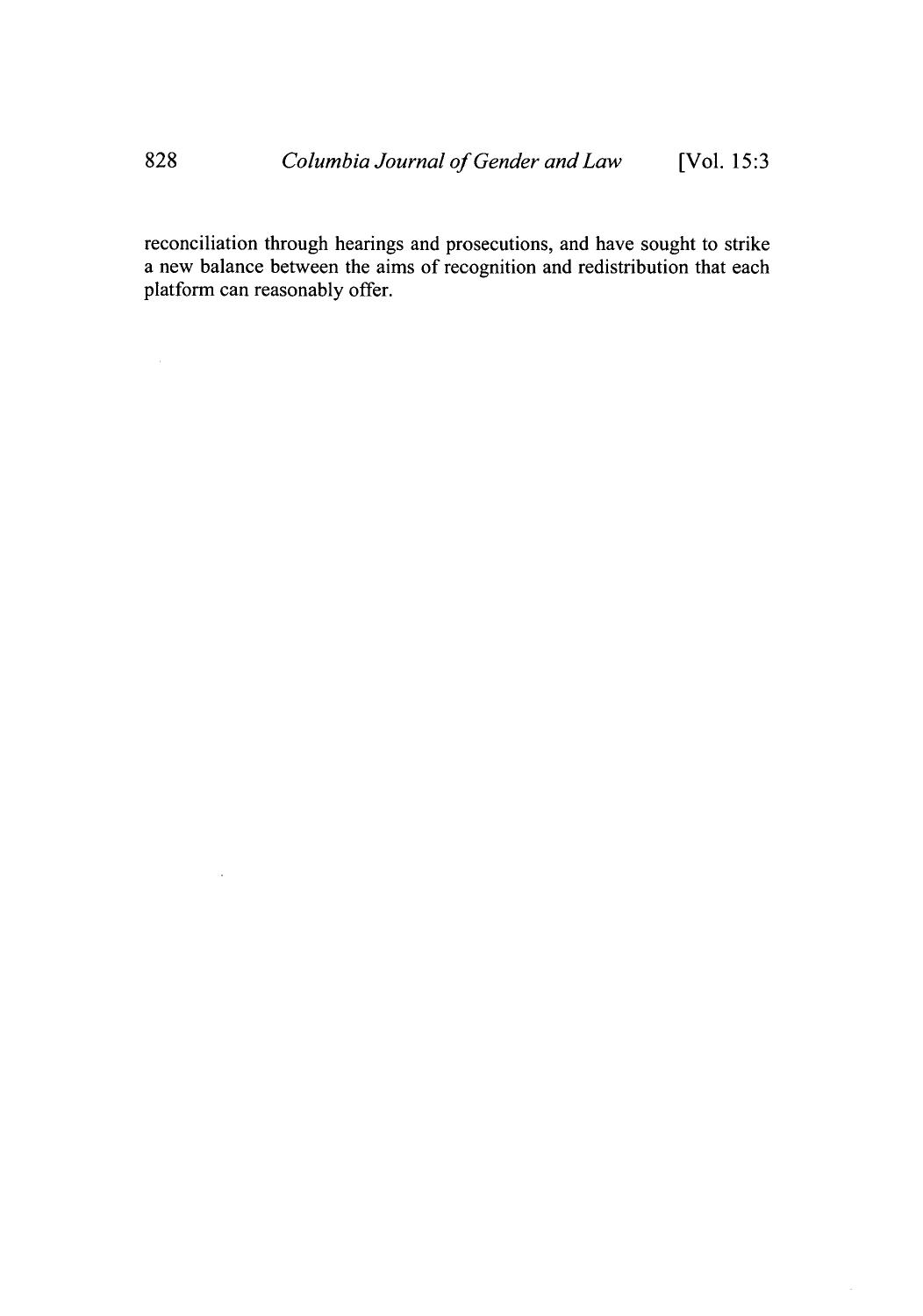reconciliation through hearings and prosecutions, and have sought to strike a new balance between the aims of recognition and redistribution that each platform can reasonably offer.